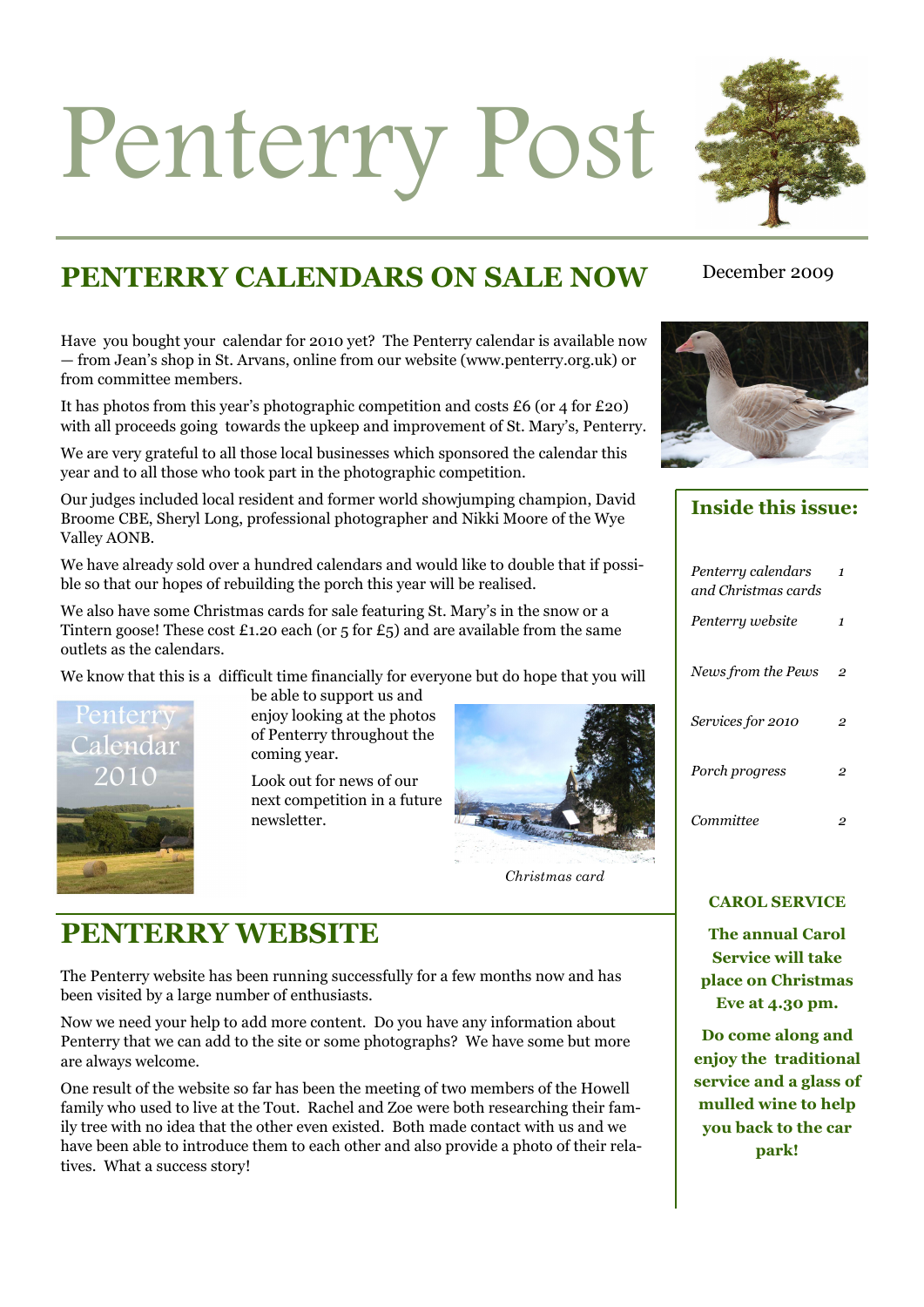# Penterry Post

December 2009

## PENTERRY CALENDARS ON SALE NOW

Have you bought your calendar for 2010 yet? The Penterry calendar is available now — from Jean's shop in St. Arvans, online from our website (www.penterry.org.uk) or from committee members.

It has photos from this year's photographic competition and costs £6 (or 4 for £20) with all proceeds going towards the upkeep and improvement of St. Mary's, Penterry.

We are very grateful to all those local businesses which sponsored the calendar this year and to all those who took part in the photographic competition.

Our judges included local resident and former world showjumping champion, David Broome CBE, Sheryl Long, professional photographer and Nikki Moore of the Wye Valley AONB.

We have already sold over a hundred calendars and would like to double that if possible so that our hopes of rebuilding the porch this year will be realised.

We also have some Christmas cards for sale featuring St. Mary's in the snow or a Tintern goose! These cost £1.20 each (or 5 for £5) and are available from the same outlets as the calendars.

We know that this is a difficult time financially for everyone but do hope that you will be able to support us and enjoy looking at the photos of Penterry throughout the coming year.

Look out for news of our next competition in a future newsletter.

Penterry Calendar 2010

*Christmas card*

## PENTERRY WEBSITE

The Penterry website has been running successfully for a few months now and has been visited by a large number of enthusiasts.

Now we need your help to add more content. Do you have any information about Penterry that we can add to the site or some photographs? We have some but more are always welcome.

One result of the website so far has been the meeting of two members of the Howell family who used to live at the Tout. Rachel and Zoe were both researching their family tree with no idea that the other even existed. Both made contact with us and we have been able to introduce them to each other and also provide a photo of their relatives. What a success story!

### Inside this issue:

| | |
|---|---|
| *Penterry calendars and Christmas cards* | *1* |
| *Penterry website* | *1* |
| *News from the Pews* | *2* |
| *Services for 2010* | *2* |
| *Porch progress* | *2* |
| *Committee* | *2* |

**CAROL SERVICE**

**The annual Carol Service will take place on Christmas Eve at 4.30 pm.**

**Do come along and enjoy the traditional service and a glass of mulled wine to help you back to the car park!**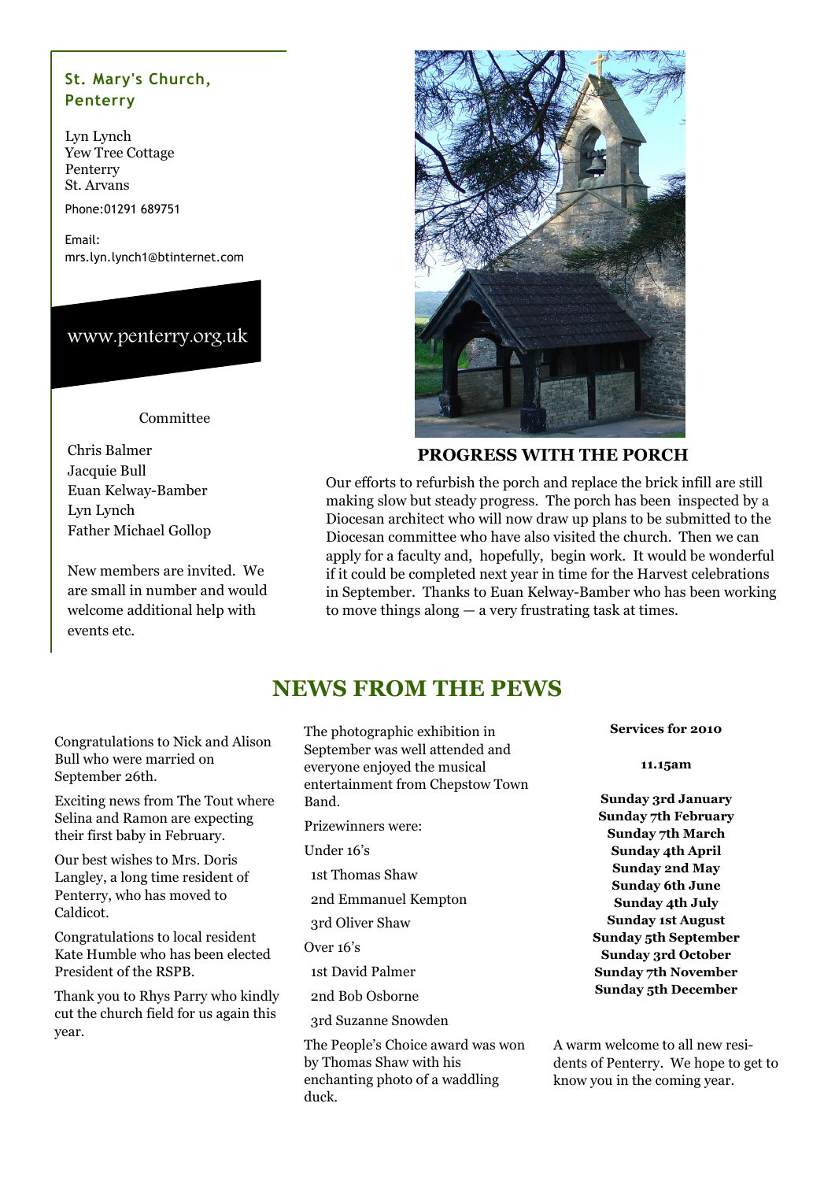## St. Mary's Church, Penterry

Lyn Lynch
Yew Tree Cottage
Penterry
St. Arvans

Phone:01291 689751

Email:
mrs.lyn.lynch1@btinternet.com

www.penterry.org.uk

Committee

Chris Balmer
Jacquie Bull
Euan Kelway-Bamber
Lyn Lynch
Father Michael Gollop

New members are invited. We are small in number and would welcome additional help with events etc.

**PROGRESS WITH THE PORCH**

Our efforts to refurbish the porch and replace the brick infill are still making slow but steady progress. The porch has been inspected by a Diocesan architect who will now draw up plans to be submitted to the Diocesan committee who have also visited the church. Then we can apply for a faculty and, hopefully, begin work. It would be wonderful if it could be completed next year in time for the Harvest celebrations in September. Thanks to Euan Kelway-Bamber who has been working to move things along — a very frustrating task at times.

## NEWS FROM THE PEWS

Congratulations to Nick and Alison Bull who were married on September 26th.

Exciting news from The Tout where Selina and Ramon are expecting their first baby in February.

Our best wishes to Mrs. Doris Langley, a long time resident of Penterry, who has moved to Caldicot.

Congratulations to local resident Kate Humble who has been elected President of the RSPB.

Thank you to Rhys Parry who kindly cut the church field for us again this year.

The photographic exhibition in September was well attended and everyone enjoyed the musical entertainment from Chepstow Town Band.

Prizewinners were:

Under 16's

1st Thomas Shaw

2nd Emmanuel Kempton

3rd Oliver Shaw

Over 16's

1st David Palmer

2nd Bob Osborne

3rd Suzanne Snowden

The People's Choice award was won by Thomas Shaw with his enchanting photo of a waddling duck.

**Services for 2010**

**11.15am**

**Sunday 3rd January**
**Sunday 7th February**
**Sunday 7th March**
**Sunday 4th April**
**Sunday 2nd May**
**Sunday 6th June**
**Sunday 4th July**
**Sunday 1st August**
**Sunday 5th September**
**Sunday 3rd October**
**Sunday 7th November**
**Sunday 5th December**

A warm welcome to all new residents of Penterry. We hope to get to know you in the coming year.